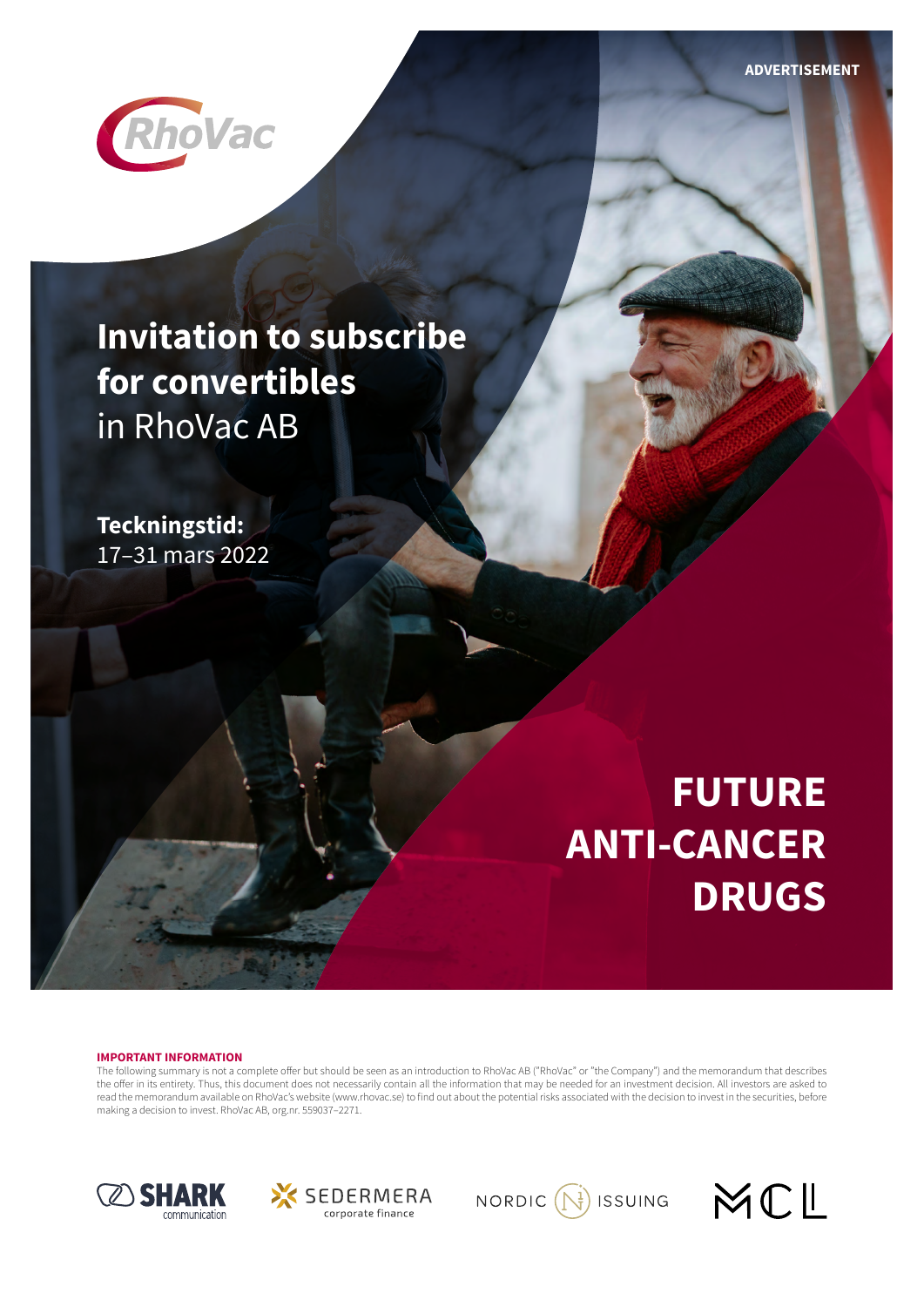ADVERTISEMENT

RhoVac

# Invitation to subscribe for convertibles in RhoVac AB

**Teckningstid:**
17–31 mars 2022

## FUTURE ANTI-CANCER DRUGS

**IMPORTANT INFORMATION**

The following summary is not a complete offer but should be seen as an introduction to RhoVac AB ("RhoVac" or "the Company") and the memorandum that describes the offer in its entirety. Thus, this document does not necessarily contain all the information that may be needed for an investment decision. All investors are asked to read the memorandum available on RhoVac's website (www.rhovac.se) to find out about the potential risks associated with the decision to invest in the securities, before making a decision to invest. RhoVac AB, org.nr. 559037–2271.

SHARK communication

SEDERMERA corporate finance

NORDIC ISSUING

MCL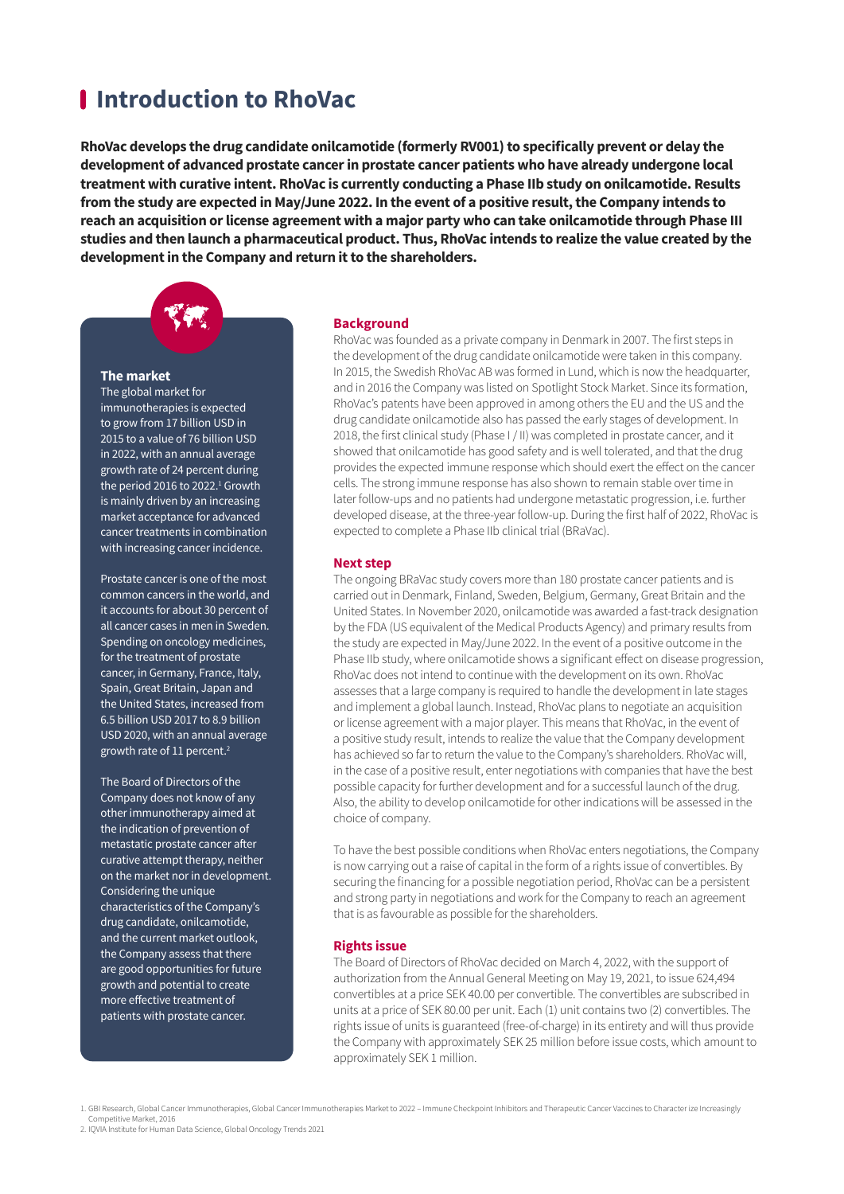# Introduction to RhoVac

**RhoVac develops the drug candidate onilcamotide (formerly RV001) to specifically prevent or delay the development of advanced prostate cancer in prostate cancer patients who have already undergone local treatment with curative intent. RhoVac is currently conducting a Phase IIb study on onilcamotide. Results from the study are expected in May/June 2022. In the event of a positive result, the Company intends to reach an acquisition or license agreement with a major party who can take onilcamotide through Phase III studies and then launch a pharmaceutical product. Thus, RhoVac intends to realize the value created by the development in the Company and return it to the shareholders.**

### The market

The global market for immunotherapies is expected to grow from 17 billion USD in 2015 to a value of 76 billion USD in 2022, with an annual average growth rate of 24 percent during the period 2016 to 2022.[1] Growth is mainly driven by an increasing market acceptance for advanced cancer treatments in combination with increasing cancer incidence.

Prostate cancer is one of the most common cancers in the world, and it accounts for about 30 percent of all cancer cases in men in Sweden. Spending on oncology medicines, for the treatment of prostate cancer, in Germany, France, Italy, Spain, Great Britain, Japan and the United States, increased from 6.5 billion USD 2017 to 8.9 billion USD 2020, with an annual average growth rate of 11 percent.[2]

The Board of Directors of the Company does not know of any other immunotherapy aimed at the indication of prevention of metastatic prostate cancer after curative attempt therapy, neither on the market nor in development. Considering the unique characteristics of the Company's drug candidate, onilcamotide, and the current market outlook, the Company assess that there are good opportunities for future growth and potential to create more effective treatment of patients with prostate cancer.

## Background

RhoVac was founded as a private company in Denmark in 2007. The first steps in the development of the drug candidate onilcamotide were taken in this company. In 2015, the Swedish RhoVac AB was formed in Lund, which is now the headquarter, and in 2016 the Company was listed on Spotlight Stock Market. Since its formation, RhoVac's patents have been approved in among others the EU and the US and the drug candidate onilcamotide also has passed the early stages of development. In 2018, the first clinical study (Phase I / II) was completed in prostate cancer, and it showed that onilcamotide has good safety and is well tolerated, and that the drug provides the expected immune response which should exert the effect on the cancer cells. The strong immune response has also shown to remain stable over time in later follow-ups and no patients had undergone metastatic progression, i.e. further developed disease, at the three-year follow-up. During the first half of 2022, RhoVac is expected to complete a Phase IIb clinical trial (BRaVac).

## Next step

The ongoing BRaVac study covers more than 180 prostate cancer patients and is carried out in Denmark, Finland, Sweden, Belgium, Germany, Great Britain and the United States. In November 2020, onilcamotide was awarded a fast-track designation by the FDA (US equivalent of the Medical Products Agency) and primary results from the study are expected in May/June 2022. In the event of a positive outcome in the Phase IIb study, where onilcamotide shows a significant effect on disease progression, RhoVac does not intend to continue with the development on its own. RhoVac assesses that a large company is required to handle the development in late stages and implement a global launch. Instead, RhoVac plans to negotiate an acquisition or license agreement with a major player. This means that RhoVac, in the event of a positive study result, intends to realize the value that the Company development has achieved so far to return the value to the Company's shareholders. RhoVac will, in the case of a positive result, enter negotiations with companies that have the best possible capacity for further development and for a successful launch of the drug. Also, the ability to develop onilcamotide for other indications will be assessed in the choice of company.

To have the best possible conditions when RhoVac enters negotiations, the Company is now carrying out a raise of capital in the form of a rights issue of convertibles. By securing the financing for a possible negotiation period, RhoVac can be a persistent and strong party in negotiations and work for the Company to reach an agreement that is as favourable as possible for the shareholders.

## Rights issue

The Board of Directors of RhoVac decided on March 4, 2022, with the support of authorization from the Annual General Meeting on May 19, 2021, to issue 624,494 convertibles at a price SEK 40.00 per convertible. The convertibles are subscribed in units at a price of SEK 80.00 per unit. Each (1) unit contains two (2) convertibles. The rights issue of units is guaranteed (free-of-charge) in its entirety and will thus provide the Company with approximately SEK 25 million before issue costs, which amount to approximately SEK 1 million.

1. GBI Research, Global Cancer Immunotherapies, Global Cancer Immunotherapies Market to 2022 – Immune Checkpoint Inhibitors and Therapeutic Cancer Vaccines to Character ize Increasingly Competitive Market, 2016
2. IQVIA Institute for Human Data Science, Global Oncology Trends 2021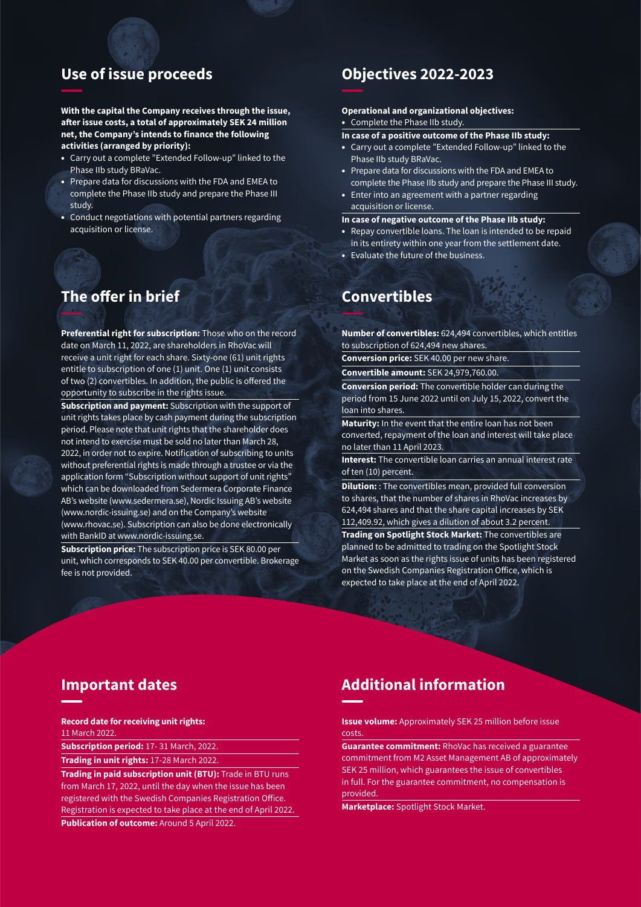## Use of issue proceeds

**With the capital the Company receives through the issue, after issue costs, a total of approximately SEK 24 million net, the Company's intends to finance the following activities (arranged by priority):**

- Carry out a complete "Extended Follow-up" linked to the Phase IIb study BRaVac.
- Prepare data for discussions with the FDA and EMEA to complete the Phase IIb study and prepare the Phase III study.
- Conduct negotiations with potential partners regarding acquisition or license.

## The offer in brief

**Preferential right for subscription:** Those who on the record date on March 11, 2022, are shareholders in RhoVac will receive a unit right for each share. Sixty-one (61) unit rights entitle to subscription of one (1) unit. One (1) unit consists of two (2) convertibles. In addition, the public is offered the opportunity to subscribe in the rights issue.

**Subscription and payment:** Subscription with the support of unit rights takes place by cash payment during the subscription period. Please note that unit rights that the shareholder does not intend to exercise must be sold no later than March 28, 2022, in order not to expire. Notification of subscribing to units without preferential rights is made through a trustee or via the application form "Subscription without support of unit rights" which can be downloaded from Sedermera Corporate Finance AB's website (www.sedermera.se), Nordic Issuing AB's website (www.nordic-issuing.se) and on the Company's website (www.rhovac.se). Subscription can also be done electronically with BankID at www.nordic-issuing.se.

**Subscription price:** The subscription price is SEK 80.00 per unit, which corresponds to SEK 40.00 per convertible. Brokerage fee is not provided.

## Objectives 2022-2023

**Operational and organizational objectives:**

- Complete the Phase IIb study.

**In case of a positive outcome of the Phase IIb study:**

- Carry out a complete "Extended Follow-up" linked to the Phase IIb study BRaVac.
- Prepare data for discussions with the FDA and EMEA to complete the Phase IIb study and prepare the Phase III study.
- Enter into an agreement with a partner regarding acquisition or license.

**In case of negative outcome of the Phase IIb study:**

- Repay convertible loans. The loan is intended to be repaid in its entirety within one year from the settlement date.
- Evaluate the future of the business.

## Convertibles

**Number of convertibles:** 624,494 convertibles, which entitles to subscription of 624,494 new shares.

**Conversion price:** SEK 40.00 per new share.

**Convertible amount:** SEK 24,979,760.00.

**Conversion period:** The convertible holder can during the period from 15 June 2022 until on July 15, 2022, convert the loan into shares.

**Maturity:** In the event that the entire loan has not been converted, repayment of the loan and interest will take place no later than 11 April 2023.

**Interest:** The convertible loan carries an annual interest rate of ten (10) percent.

**Dilution:** : The convertibles mean, provided full conversion to shares, that the number of shares in RhoVac increases by 624,494 shares and that the share capital increases by SEK 112,409.92, which gives a dilution of about 3.2 percent.

**Trading on Spotlight Stock Market:** The convertibles are planned to be admitted to trading on the Spotlight Stock Market as soon as the rights issue of units has been registered on the Swedish Companies Registration Office, which is expected to take place at the end of April 2022.

## Important dates

**Record date for receiving unit rights:** 11 March 2022.

**Subscription period:** 17- 31 March, 2022.

**Trading in unit rights:** 17-28 March 2022.

**Trading in paid subscription unit (BTU):** Trade in BTU runs from March 17, 2022, until the day when the issue has been registered with the Swedish Companies Registration Office. Registration is expected to take place at the end of April 2022.

**Publication of outcome:** Around 5 April 2022.

## Additional information

**Issue volume:** Approximately SEK 25 million before issue costs.

**Guarantee commitment:** RhoVac has received a guarantee commitment from M2 Asset Management AB of approximately SEK 25 million, which guarantees the issue of convertibles in full. For the guarantee commitment, no compensation is provided.

**Marketplace:** Spotlight Stock Market.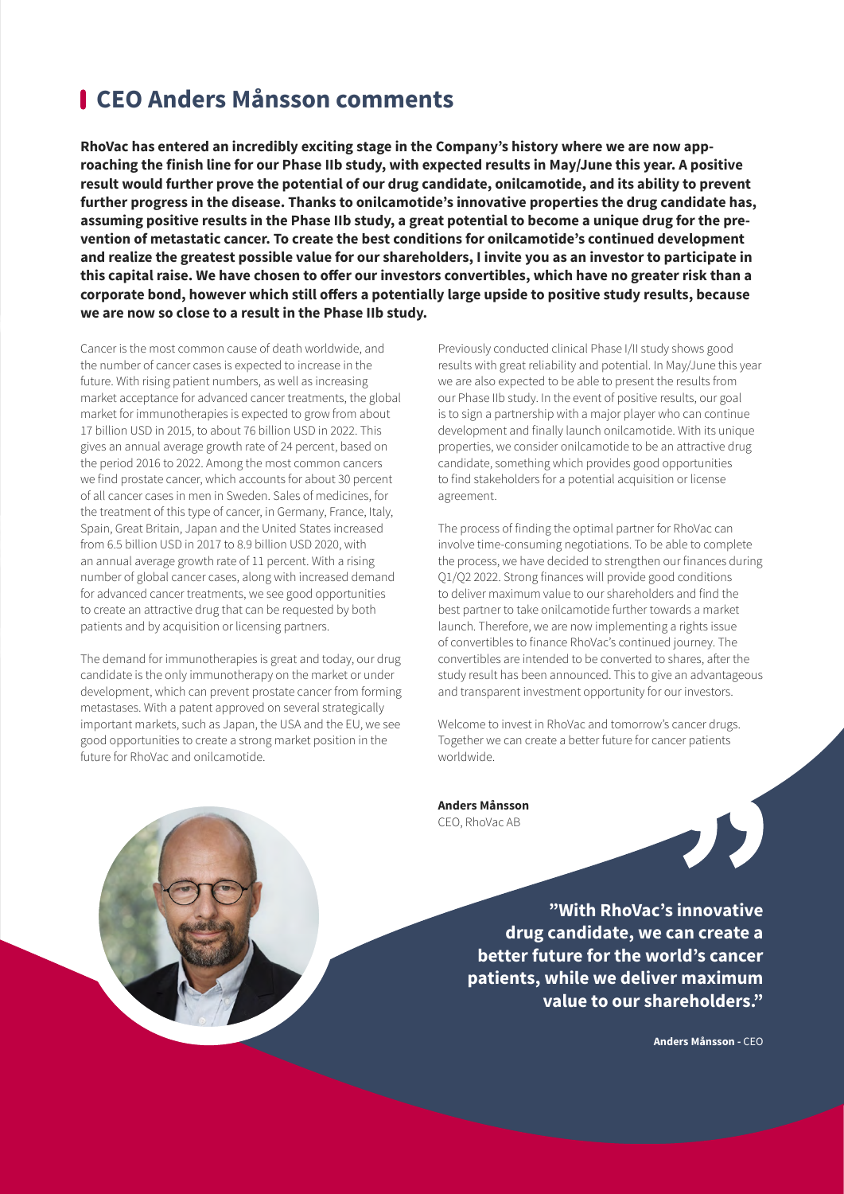# CEO Anders Månsson comments

**RhoVac has entered an incredibly exciting stage in the Company's history where we are now approaching the finish line for our Phase IIb study, with expected results in May/June this year. A positive result would further prove the potential of our drug candidate, onilcamotide, and its ability to prevent further progress in the disease. Thanks to onilcamotide's innovative properties the drug candidate has, assuming positive results in the Phase IIb study, a great potential to become a unique drug for the prevention of metastatic cancer. To create the best conditions for onilcamotide's continued development and realize the greatest possible value for our shareholders, I invite you as an investor to participate in this capital raise. We have chosen to offer our investors convertibles, which have no greater risk than a corporate bond, however which still offers a potentially large upside to positive study results, because we are now so close to a result in the Phase IIb study.**

Cancer is the most common cause of death worldwide, and the number of cancer cases is expected to increase in the future. With rising patient numbers, as well as increasing market acceptance for advanced cancer treatments, the global market for immunotherapies is expected to grow from about 17 billion USD in 2015, to about 76 billion USD in 2022. This gives an annual average growth rate of 24 percent, based on the period 2016 to 2022. Among the most common cancers we find prostate cancer, which accounts for about 30 percent of all cancer cases in men in Sweden. Sales of medicines, for the treatment of this type of cancer, in Germany, France, Italy, Spain, Great Britain, Japan and the United States increased from 6.5 billion USD in 2017 to 8.9 billion USD 2020, with an annual average growth rate of 11 percent. With a rising number of global cancer cases, along with increased demand for advanced cancer treatments, we see good opportunities to create an attractive drug that can be requested by both patients and by acquisition or licensing partners.

The demand for immunotherapies is great and today, our drug candidate is the only immunotherapy on the market or under development, which can prevent prostate cancer from forming metastases. With a patent approved on several strategically important markets, such as Japan, the USA and the EU, we see good opportunities to create a strong market position in the future for RhoVac and onilcamotide.

Previously conducted clinical Phase I/II study shows good results with great reliability and potential. In May/June this year we are also expected to be able to present the results from our Phase IIb study. In the event of positive results, our goal is to sign a partnership with a major player who can continue development and finally launch onilcamotide. With its unique properties, we consider onilcamotide to be an attractive drug candidate, something which provides good opportunities to find stakeholders for a potential acquisition or license agreement.

The process of finding the optimal partner for RhoVac can involve time-consuming negotiations. To be able to complete the process, we have decided to strengthen our finances during Q1/Q2 2022. Strong finances will provide good conditions to deliver maximum value to our shareholders and find the best partner to take onilcamotide further towards a market launch. Therefore, we are now implementing a rights issue of convertibles to finance RhoVac's continued journey. The convertibles are intended to be converted to shares, after the study result has been announced. This to give an advantageous and transparent investment opportunity for our investors.

Welcome to invest in RhoVac and tomorrow's cancer drugs. Together we can create a better future for cancer patients worldwide.

**Anders Månsson**
CEO, RhoVac AB

**"With RhoVac's innovative drug candidate, we can create a better future for the world's cancer patients, while we deliver maximum value to our shareholders."**

**Anders Månsson** - CEO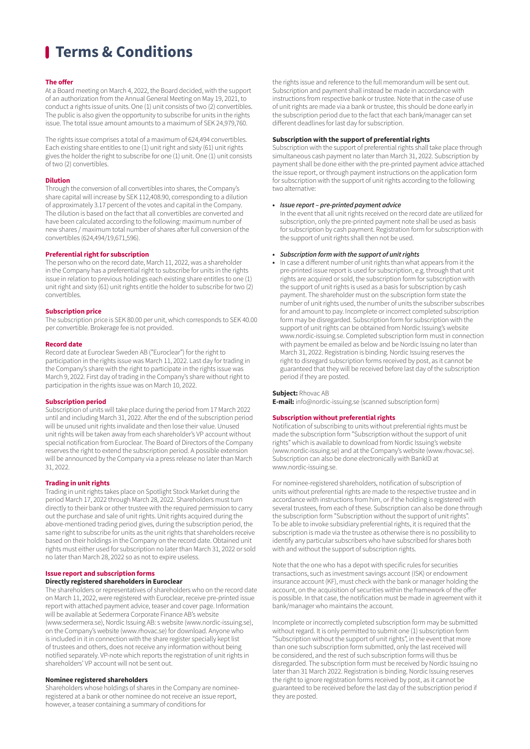# Terms & Conditions

### The offer

At a Board meeting on March 4, 2022, the Board decided, with the support of an authorization from the Annual General Meeting on May 19, 2021, to conduct a rights issue of units. One (1) unit consists of two (2) convertibles. The public is also given the opportunity to subscribe for units in the rights issue. The total issue amount amounts to a maximum of SEK 24,979,760.

The rights issue comprises a total of a maximum of 624,494 convertibles. Each existing share entitles to one (1) unit right and sixty (61) unit rights gives the holder the right to subscribe for one (1) unit. One (1) unit consists of two (2) convertibles.

### Dilution

Through the conversion of all convertibles into shares, the Company's share capital will increase by SEK 112,408.90, corresponding to a dilution of approximately 3.17 percent of the votes and capital in the Company. The dilution is based on the fact that all convertibles are converted and have been calculated according to the following: maximum number of new shares / maximum total number of shares after full conversion of the convertibles (624,494/19,671,596).

### Preferential right for subscription

The person who on the record date, March 11, 2022, was a shareholder in the Company has a preferential right to subscribe for units in the rights issue in relation to previous holdings each existing share entitles to one (1) unit right and sixty (61) unit rights entitle the holder to subscribe for two (2) convertibles.

### Subscription price

The subscription price is SEK 80.00 per unit, which corresponds to SEK 40.00 per convertible. Brokerage fee is not provided.

### Record date

Record date at Euroclear Sweden AB ("Euroclear") for the right to participation in the rights issue was March 11, 2022. Last day for trading in the Company's share with the right to participate in the rights issue was March 9, 2022. First day of trading in the Company's share without right to participation in the rights issue was on March 10, 2022.

### Subscription period

Subscription of units will take place during the period from 17 March 2022 until and including March 31, 2022. After the end of the subscription period will be unused unit rights invalidate and then lose their value. Unused unit rights will be taken away from each shareholder's VP account without special notification from Euroclear. The Board of Directors of the Company reserves the right to extend the subscription period. A possible extension will be announced by the Company via a press release no later than March 31, 2022.

### Trading in unit rights

Trading in unit rights takes place on Spotlight Stock Market during the period March 17, 2022 through March 28, 2022. Shareholders must turn directly to their bank or other trustee with the required permission to carry out the purchase and sale of unit rights. Unit rights acquired during the above-mentioned trading period gives, during the subscription period, the same right to subscribe for units as the unit rights that shareholders receive based on their holdings in the Company on the record date. Obtained unit rights must either used for subscription no later than March 31, 2022 or sold no later than March 28, 2022 so as not to expire useless.

### Issue report and subscription forms

**Directly registered shareholders in Euroclear**

The shareholders or representatives of shareholders who on the record date on March 11, 2022, were registered with Euroclear, receive pre-printed issue report with attached payment advice, teaser and cover page. Information will be available at Sedermera Corporate Finance AB's website (www.sedermera.se), Nordic Issuing AB: s website (www.nordic-issuing.se), on the Company's website (www.rhovac.se) for download. Anyone who is included in it in connection with the share register specially kept list of trustees and others, does not receive any information without being notified separately. VP-note which reports the registration of unit rights in shareholders' VP account will not be sent out.

**Nominee registered shareholders**

Shareholders whose holdings of shares in the Company are nominee-registered at a bank or other nominee do not receive an issue report, however, a teaser containing a summary of conditions for the rights issue and reference to the full memorandum will be sent out. Subscription and payment shall instead be made in accordance with instructions from respective bank or trustee. Note that in the case of use of unit rights are made via a bank or trustee, this should be done early in the subscription period due to the fact that each bank/manager can set different deadlines for last day for subscription.

### Subscription with the support of preferential rights

Subscription with the support of preferential rights shall take place through simultaneous cash payment no later than March 31, 2022. Subscription by payment shall be done either with the pre-printed payment advice attached the issue report, or through payment instructions on the application form for subscription with the support of unit rights according to the following two alternative:

- ***Issue report – pre-printed payment advice***
  In the event that all unit rights received on the record date are utilized for subscription, only the pre-printed payment note shall be used as basis for subscription by cash payment. Registration form for subscription with the support of unit rights shall then not be used.

- ***Subscription form with the support of unit rights***
- In case a different number of unit rights than what appears from it the pre-printed issue report is used for subscription, e.g. through that unit rights are acquired or sold, the subscription form for subscription with the support of unit rights is used as a basis for subscription by cash payment. The shareholder must on the subscription form state the number of unit rights used, the number of units the subscriber subscribes for and amount to pay. Incomplete or incorrect completed subscription form may be disregarded. Subscription form for subscription with the support of unit rights can be obtained from Nordic Issuing's website www.nordic-issuing.se. Completed subscription form must in connection with payment be emailed as below and be Nordic Issuing no later than March 31, 2022. Registration is binding. Nordic Issuing reserves the right to disregard subscription forms received by post, as it cannot be guaranteed that they will be received before last day of the subscription period if they are posted.

**Subject:** Rhovac AB
**E-mail:** info@nordic-issuing.se (scanned subscription form)

### Subscription without preferential rights

Notification of subscribing to units without preferential rights must be made the subscription form "Subscription without the support of unit rights" which is available to download from Nordic Issuing's website (www.nordic-issuing.se) and at the Company's website (www.rhovac.se). Subscription can also be done electronically with BankID at www.nordic-issuing.se.

For nominee-registered shareholders, notification of subscription of units without preferential rights are made to the respective trustee and in accordance with instructions from him, or if the holding is registered with several trustees, from each of these. Subscription can also be done through the subscription form "Subscription without the support of unit rights". To be able to invoke subsidiary preferential rights, it is required that the subscription is made via the trustee as otherwise there is no possibility to identify any particular subscribers who have subscribed for shares both with and without the support of subscription rights.

Note that the one who has a depot with specific rules for securities transactions, such as investment savings account (ISK) or endowment insurance account (KF), must check with the bank or manager holding the account, on the acquisition of securities within the framework of the offer is possible. In that case, the notification must be made in agreement with it bank/manager who maintains the account.

Incomplete or incorrectly completed subscription form may be submitted without regard. It is only permitted to submit one (1) subscription form "Subscription without the support of unit rights", in the event that more than one such subscription form submitted, only the last received will be considered, and the rest of such subscription forms will thus be disregarded. The subscription form must be received by Nordic Issuing no later than 31 March 2022. Registration is binding. Nordic Issuing reserves the right to ignore registration forms received by post, as it cannot be guaranteed to be received before the last day of the subscription period if they are posted.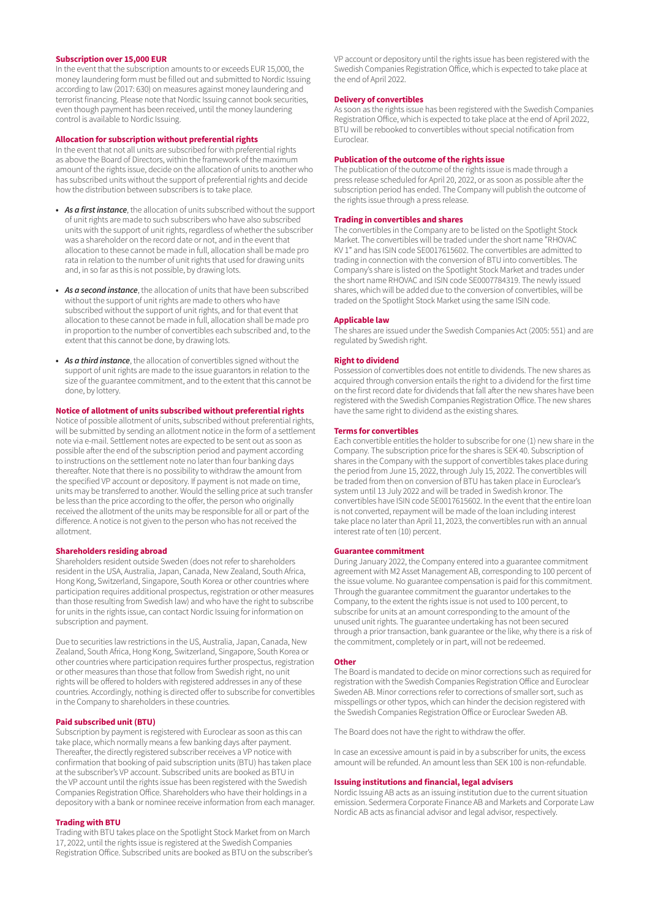### Subscription over 15,000 EUR

In the event that the subscription amounts to or exceeds EUR 15,000, the money laundering form must be filled out and submitted to Nordic Issuing according to law (2017: 630) on measures against money laundering and terrorist financing. Please note that Nordic Issuing cannot book securities, even though payment has been received, until the money laundering control is available to Nordic Issuing.

### Allocation for subscription without preferential rights

In the event that not all units are subscribed for with preferential rights as above the Board of Directors, within the framework of the maximum amount of the rights issue, decide on the allocation of units to another who has subscribed units without the support of preferential rights and decide how the distribution between subscribers is to take place.

- ***As a first instance***, the allocation of units subscribed without the support of unit rights are made to such subscribers who have also subscribed units with the support of unit rights, regardless of whether the subscriber was a shareholder on the record date or not, and in the event that allocation to these cannot be made in full, allocation shall be made pro rata in relation to the number of unit rights that used for drawing units and, in so far as this is not possible, by drawing lots.
- ***As a second instance***, the allocation of units that have been subscribed without the support of unit rights are made to others who have subscribed without the support of unit rights, and for that event that allocation to these cannot be made in full, allocation shall be made pro in proportion to the number of convertibles each subscribed and, to the extent that this cannot be done, by drawing lots.
- ***As a third instance***, the allocation of convertibles signed without the support of unit rights are made to the issue guarantors in relation to the size of the guarantee commitment, and to the extent that this cannot be done, by lottery.

### Notice of allotment of units subscribed without preferential rights

Notice of possible allotment of units, subscribed without preferential rights, will be submitted by sending an allotment notice in the form of a settlement note via e-mail. Settlement notes are expected to be sent out as soon as possible after the end of the subscription period and payment according to instructions on the settlement note no later than four banking days thereafter. Note that there is no possibility to withdraw the amount from the specified VP account or depository. If payment is not made on time, units may be transferred to another. Would the selling price at such transfer be less than the price according to the offer, the person who originally received the allotment of the units may be responsible for all or part of the difference. A notice is not given to the person who has not received the allotment.

### Shareholders residing abroad

Shareholders resident outside Sweden (does not refer to shareholders resident in the USA, Australia, Japan, Canada, New Zealand, South Africa, Hong Kong, Switzerland, Singapore, South Korea or other countries where participation requires additional prospectus, registration or other measures than those resulting from Swedish law) and who have the right to subscribe for units in the rights issue, can contact Nordic Issuing for information on subscription and payment.

Due to securities law restrictions in the US, Australia, Japan, Canada, New Zealand, South Africa, Hong Kong, Switzerland, Singapore, South Korea or other countries where participation requires further prospectus, registration or other measures than those that follow from Swedish right, no unit rights will be offered to holders with registered addresses in any of these countries. Accordingly, nothing is directed offer to subscribe for convertibles in the Company to shareholders in these countries.

### Paid subscribed unit (BTU)

Subscription by payment is registered with Euroclear as soon as this can take place, which normally means a few banking days after payment. Thereafter, the directly registered subscriber receives a VP notice with confirmation that booking of paid subscription units (BTU) has taken place at the subscriber's VP account. Subscribed units are booked as BTU in the VP account until the rights issue has been registered with the Swedish Companies Registration Office. Shareholders who have their holdings in a depository with a bank or nominee receive information from each manager.

### Trading with BTU

Trading with BTU takes place on the Spotlight Stock Market from on March 17, 2022, until the rights issue is registered at the Swedish Companies Registration Office. Subscribed units are booked as BTU on the subscriber's VP account or depository until the rights issue has been registered with the Swedish Companies Registration Office, which is expected to take place at the end of April 2022.

### Delivery of convertibles

As soon as the rights issue has been registered with the Swedish Companies Registration Office, which is expected to take place at the end of April 2022, BTU will be rebooked to convertibles without special notification from Euroclear.

### Publication of the outcome of the rights issue

The publication of the outcome of the rights issue is made through a press release scheduled for April 20, 2022, or as soon as possible after the subscription period has ended. The Company will publish the outcome of the rights issue through a press release.

### Trading in convertibles and shares

The convertibles in the Company are to be listed on the Spotlight Stock Market. The convertibles will be traded under the short name "RHOVAC KV 1" and has ISIN code SE0017615602. The convertibles are admitted to trading in connection with the conversion of BTU into convertibles. The Company's share is listed on the Spotlight Stock Market and trades under the short name RHOVAC and ISIN code SE0007784319. The newly issued shares, which will be added due to the conversion of convertibles, will be traded on the Spotlight Stock Market using the same ISIN code.

### Applicable law

The shares are issued under the Swedish Companies Act (2005: 551) and are regulated by Swedish right.

### Right to dividend

Possession of convertibles does not entitle to dividends. The new shares as acquired through conversion entails the right to a dividend for the first time on the first record date for dividends that fall after the new shares have been registered with the Swedish Companies Registration Office. The new shares have the same right to dividend as the existing shares.

### Terms for convertibles

Each convertible entitles the holder to subscribe for one (1) new share in the Company. The subscription price for the shares is SEK 40. Subscription of shares in the Company with the support of convertibles takes place during the period from June 15, 2022, through July 15, 2022. The convertibles will be traded from then on conversion of BTU has taken place in Euroclear's system until 13 July 2022 and will be traded in Swedish kronor. The convertibles have ISIN code SE0017615602. In the event that the entire loan is not converted, repayment will be made of the loan including interest take place no later than April 11, 2023, the convertibles run with an annual interest rate of ten (10) percent.

### Guarantee commitment

During January 2022, the Company entered into a guarantee commitment agreement with M2 Asset Management AB, corresponding to 100 percent of the issue volume. No guarantee compensation is paid for this commitment. Through the guarantee commitment the guarantor undertakes to the Company, to the extent the rights issue is not used to 100 percent, to subscribe for units at an amount corresponding to the amount of the unused unit rights. The guarantee undertaking has not been secured through a prior transaction, bank guarantee or the like, why there is a risk of the commitment, completely or in part, will not be redeemed.

### Other

The Board is mandated to decide on minor corrections such as required for registration with the Swedish Companies Registration Office and Euroclear Sweden AB. Minor corrections refer to corrections of smaller sort, such as misspellings or other typos, which can hinder the decision registered with the Swedish Companies Registration Office or Euroclear Sweden AB.

The Board does not have the right to withdraw the offer.

In case an excessive amount is paid in by a subscriber for units, the excess amount will be refunded. An amount less than SEK 100 is non-refundable.

### Issuing institutions and financial, legal advisers

Nordic Issuing AB acts as an issuing institution due to the current situation emission. Sedermera Corporate Finance AB and Markets and Corporate Law Nordic AB acts as financial advisor and legal advisor, respectively.